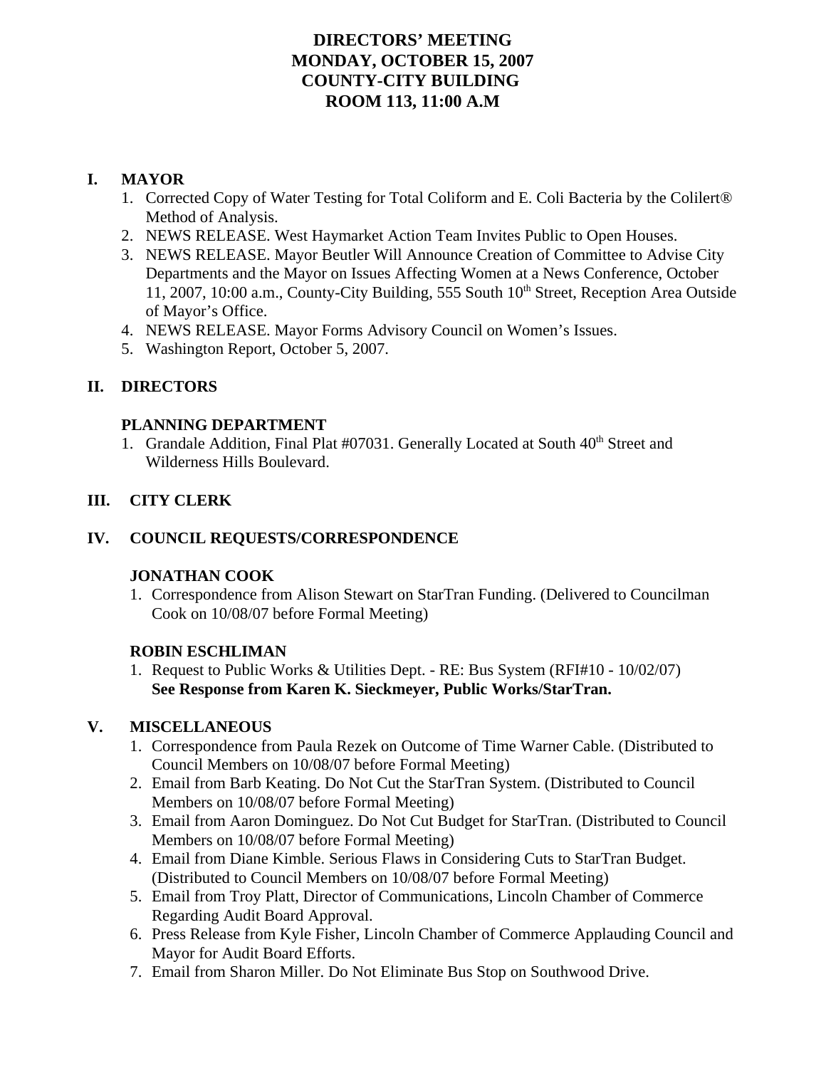# DIRECTORS' MEETING
# MONDAY, OCTOBER 15, 2007
# COUNTY-CITY BUILDING
# ROOM 113, 11:00 A.M

## I. MAYOR

1. Corrected Copy of Water Testing for Total Coliform and E. Coli Bacteria by the Colilert® Method of Analysis.
2. NEWS RELEASE. West Haymarket Action Team Invites Public to Open Houses.
3. NEWS RELEASE. Mayor Beutler Will Announce Creation of Committee to Advise City Departments and the Mayor on Issues Affecting Women at a News Conference, October 11, 2007, 10:00 a.m., County-City Building, 555 South 10th Street, Reception Area Outside of Mayor's Office.
4. NEWS RELEASE. Mayor Forms Advisory Council on Women's Issues.
5. Washington Report, October 5, 2007.

## II. DIRECTORS

### PLANNING DEPARTMENT

1. Grandale Addition, Final Plat #07031. Generally Located at South 40th Street and Wilderness Hills Boulevard.

## III. CITY CLERK

## IV. COUNCIL REQUESTS/CORRESPONDENCE

### JONATHAN COOK

1. Correspondence from Alison Stewart on StarTran Funding. (Delivered to Councilman Cook on 10/08/07 before Formal Meeting)

### ROBIN ESCHLIMAN

1. Request to Public Works & Utilities Dept. - RE: Bus System (RFI#10 - 10/02/07)
   **See Response from Karen K. Sieckmeyer, Public Works/StarTran.**

## V. MISCELLANEOUS

1. Correspondence from Paula Rezek on Outcome of Time Warner Cable. (Distributed to Council Members on 10/08/07 before Formal Meeting)
2. Email from Barb Keating. Do Not Cut the StarTran System. (Distributed to Council Members on 10/08/07 before Formal Meeting)
3. Email from Aaron Dominguez. Do Not Cut Budget for StarTran. (Distributed to Council Members on 10/08/07 before Formal Meeting)
4. Email from Diane Kimble. Serious Flaws in Considering Cuts to StarTran Budget. (Distributed to Council Members on 10/08/07 before Formal Meeting)
5. Email from Troy Platt, Director of Communications, Lincoln Chamber of Commerce Regarding Audit Board Approval.
6. Press Release from Kyle Fisher, Lincoln Chamber of Commerce Applauding Council and Mayor for Audit Board Efforts.
7. Email from Sharon Miller. Do Not Eliminate Bus Stop on Southwood Drive.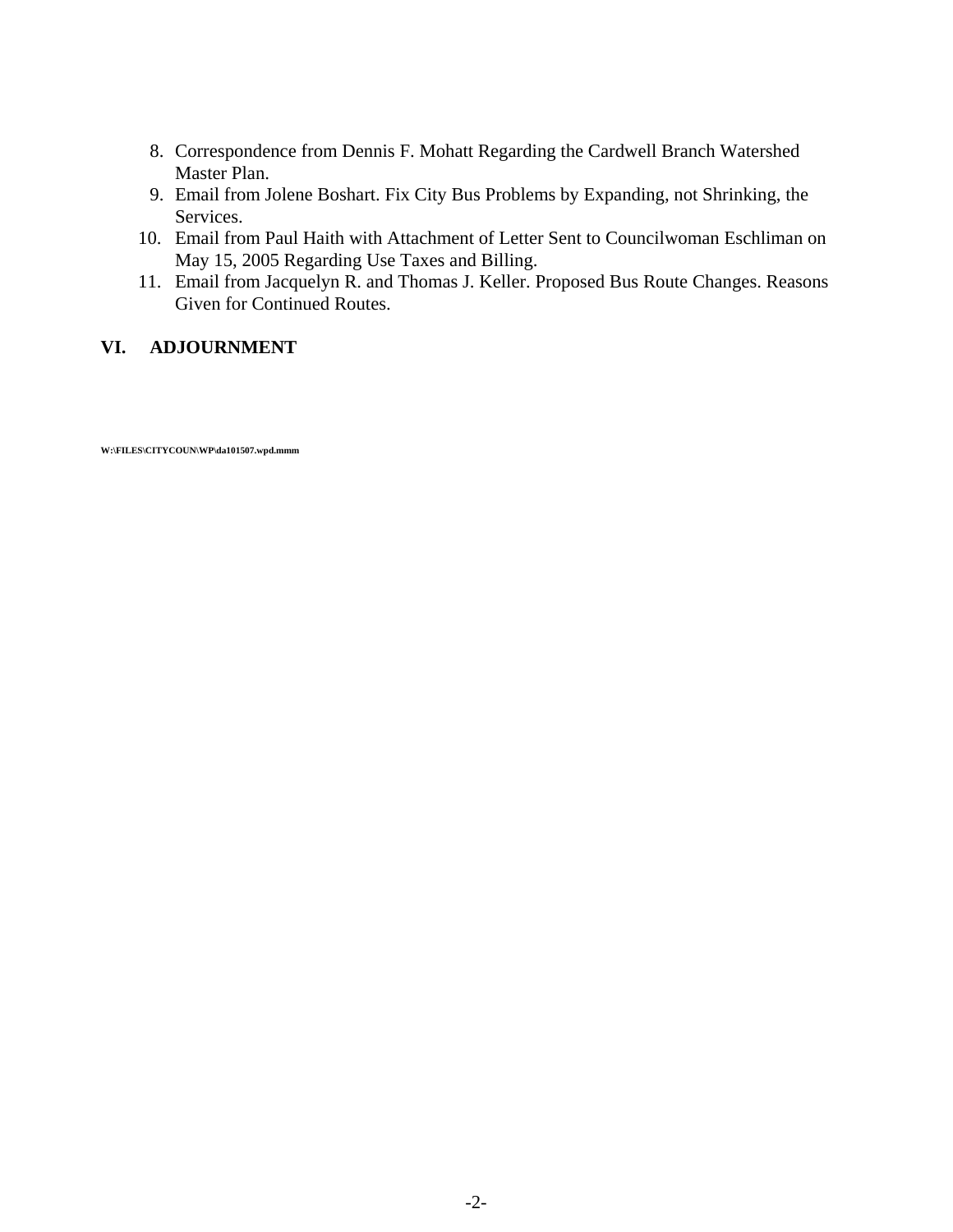8. Correspondence from Dennis F. Mohatt Regarding the Cardwell Branch Watershed Master Plan.
9. Email from Jolene Boshart. Fix City Bus Problems by Expanding, not Shrinking, the Services.
10. Email from Paul Haith with Attachment of Letter Sent to Councilwoman Eschliman on May 15, 2005 Regarding Use Taxes and Billing.
11. Email from Jacquelyn R. and Thomas J. Keller. Proposed Bus Route Changes. Reasons Given for Continued Routes.

## VI. ADJOURNMENT

W:\FILES\CITYCOUN\WP\da101507.wpd.mmm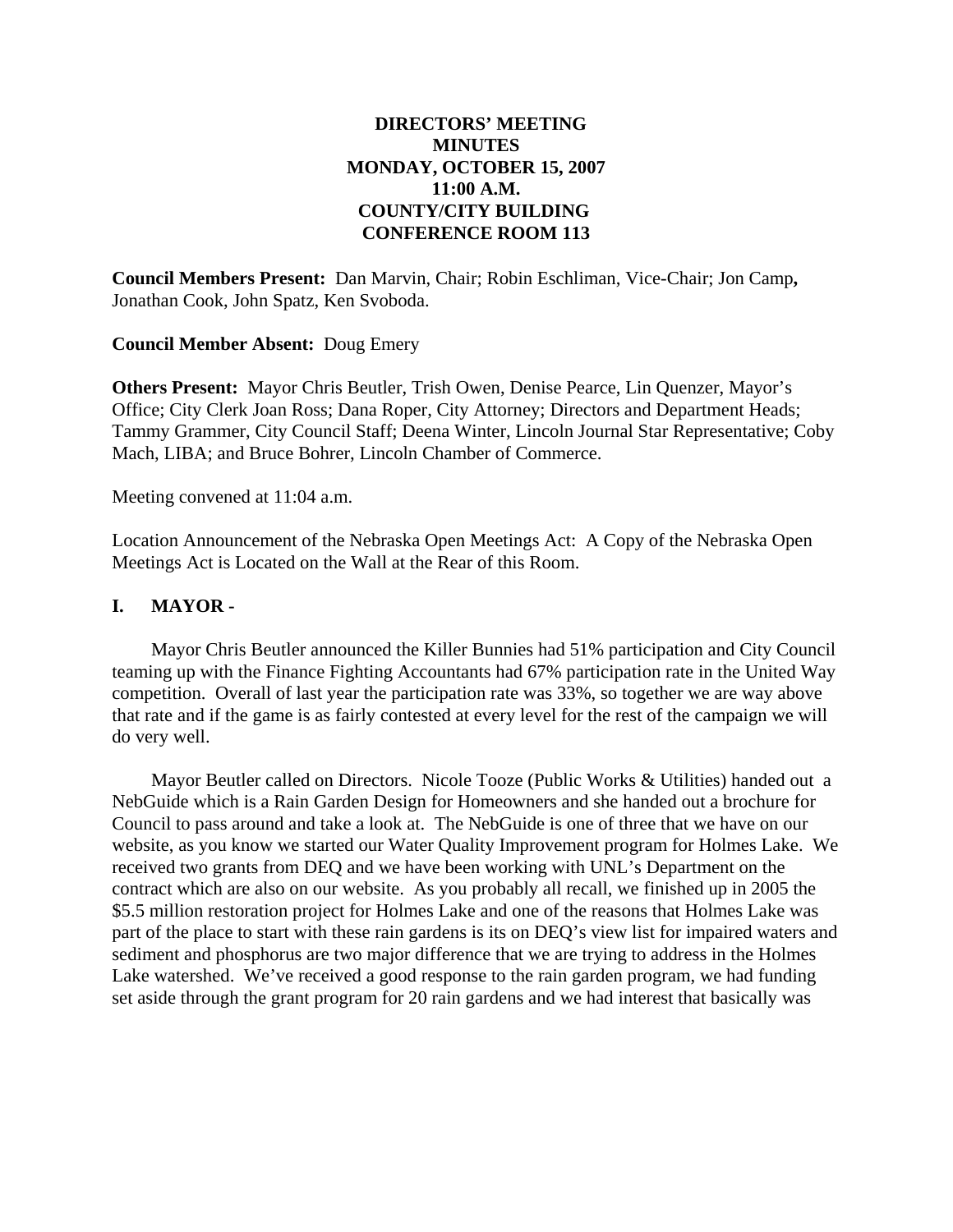**DIRECTORS' MEETING**
**MINUTES**
**MONDAY, OCTOBER 15, 2007**
**11:00 A.M.**
**COUNTY/CITY BUILDING**
**CONFERENCE ROOM 113**

**Council Members Present:** Dan Marvin, Chair; Robin Eschliman, Vice-Chair; Jon Camp**,** Jonathan Cook, John Spatz, Ken Svoboda.

**Council Member Absent:** Doug Emery

**Others Present:** Mayor Chris Beutler, Trish Owen, Denise Pearce, Lin Quenzer, Mayor's Office; City Clerk Joan Ross; Dana Roper, City Attorney; Directors and Department Heads; Tammy Grammer, City Council Staff; Deena Winter, Lincoln Journal Star Representative; Coby Mach, LIBA; and Bruce Bohrer, Lincoln Chamber of Commerce.

Meeting convened at 11:04 a.m.

Location Announcement of the Nebraska Open Meetings Act: A Copy of the Nebraska Open Meetings Act is Located on the Wall at the Rear of this Room.

## I. MAYOR -

Mayor Chris Beutler announced the Killer Bunnies had 51% participation and City Council teaming up with the Finance Fighting Accountants had 67% participation rate in the United Way competition. Overall of last year the participation rate was 33%, so together we are way above that rate and if the game is as fairly contested at every level for the rest of the campaign we will do very well.

Mayor Beutler called on Directors. Nicole Tooze (Public Works & Utilities) handed out a NebGuide which is a Rain Garden Design for Homeowners and she handed out a brochure for Council to pass around and take a look at. The NebGuide is one of three that we have on our website, as you know we started our Water Quality Improvement program for Holmes Lake. We received two grants from DEQ and we have been working with UNL's Department on the contract which are also on our website. As you probably all recall, we finished up in 2005 the $5.5 million restoration project for Holmes Lake and one of the reasons that Holmes Lake was part of the place to start with these rain gardens is its on DEQ's view list for impaired waters and sediment and phosphorus are two major difference that we are trying to address in the Holmes Lake watershed. We've received a good response to the rain garden program, we had funding set aside through the grant program for 20 rain gardens and we had interest that basically was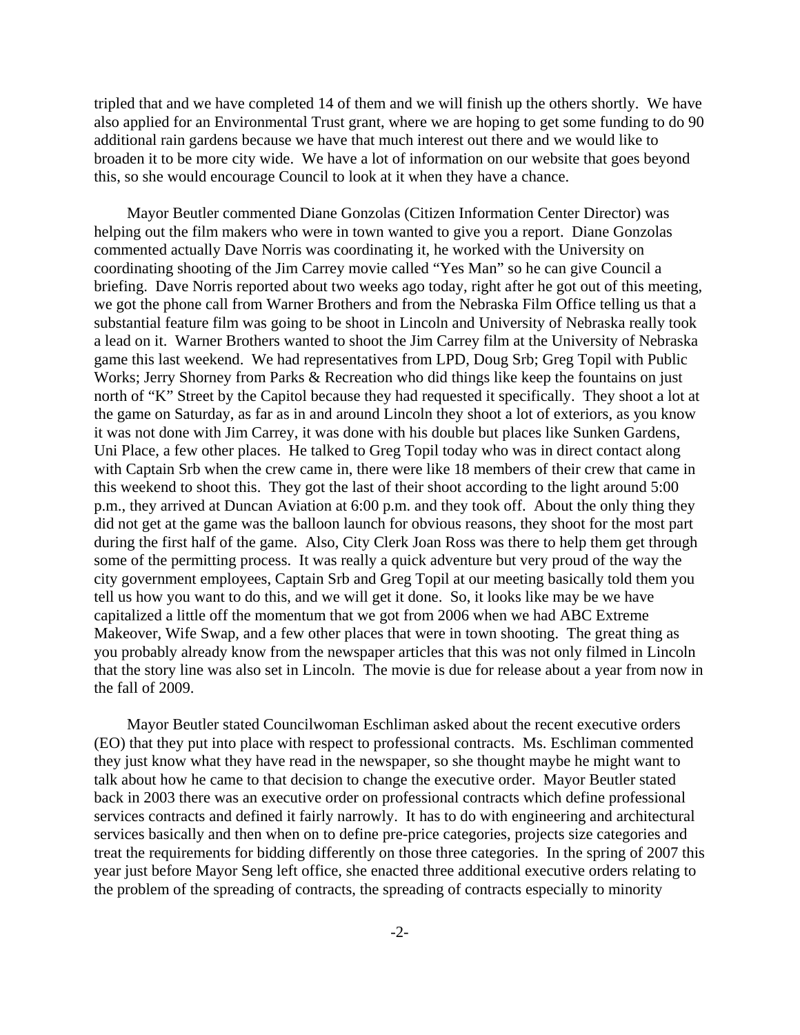tripled that and we have completed 14 of them and we will finish up the others shortly. We have also applied for an Environmental Trust grant, where we are hoping to get some funding to do 90 additional rain gardens because we have that much interest out there and we would like to broaden it to be more city wide. We have a lot of information on our website that goes beyond this, so she would encourage Council to look at it when they have a chance.

Mayor Beutler commented Diane Gonzolas (Citizen Information Center Director) was helping out the film makers who were in town wanted to give you a report. Diane Gonzolas commented actually Dave Norris was coordinating it, he worked with the University on coordinating shooting of the Jim Carrey movie called "Yes Man" so he can give Council a briefing. Dave Norris reported about two weeks ago today, right after he got out of this meeting, we got the phone call from Warner Brothers and from the Nebraska Film Office telling us that a substantial feature film was going to be shoot in Lincoln and University of Nebraska really took a lead on it. Warner Brothers wanted to shoot the Jim Carrey film at the University of Nebraska game this last weekend. We had representatives from LPD, Doug Srb; Greg Topil with Public Works; Jerry Shorney from Parks & Recreation who did things like keep the fountains on just north of "K" Street by the Capitol because they had requested it specifically. They shoot a lot at the game on Saturday, as far as in and around Lincoln they shoot a lot of exteriors, as you know it was not done with Jim Carrey, it was done with his double but places like Sunken Gardens, Uni Place, a few other places. He talked to Greg Topil today who was in direct contact along with Captain Srb when the crew came in, there were like 18 members of their crew that came in this weekend to shoot this. They got the last of their shoot according to the light around 5:00 p.m., they arrived at Duncan Aviation at 6:00 p.m. and they took off. About the only thing they did not get at the game was the balloon launch for obvious reasons, they shoot for the most part during the first half of the game. Also, City Clerk Joan Ross was there to help them get through some of the permitting process. It was really a quick adventure but very proud of the way the city government employees, Captain Srb and Greg Topil at our meeting basically told them you tell us how you want to do this, and we will get it done. So, it looks like may be we have capitalized a little off the momentum that we got from 2006 when we had ABC Extreme Makeover, Wife Swap, and a few other places that were in town shooting. The great thing as you probably already know from the newspaper articles that this was not only filmed in Lincoln that the story line was also set in Lincoln. The movie is due for release about a year from now in the fall of 2009.

Mayor Beutler stated Councilwoman Eschliman asked about the recent executive orders (EO) that they put into place with respect to professional contracts. Ms. Eschliman commented they just know what they have read in the newspaper, so she thought maybe he might want to talk about how he came to that decision to change the executive order. Mayor Beutler stated back in 2003 there was an executive order on professional contracts which define professional services contracts and defined it fairly narrowly. It has to do with engineering and architectural services basically and then when on to define pre-price categories, projects size categories and treat the requirements for bidding differently on those three categories. In the spring of 2007 this year just before Mayor Seng left office, she enacted three additional executive orders relating to the problem of the spreading of contracts, the spreading of contracts especially to minority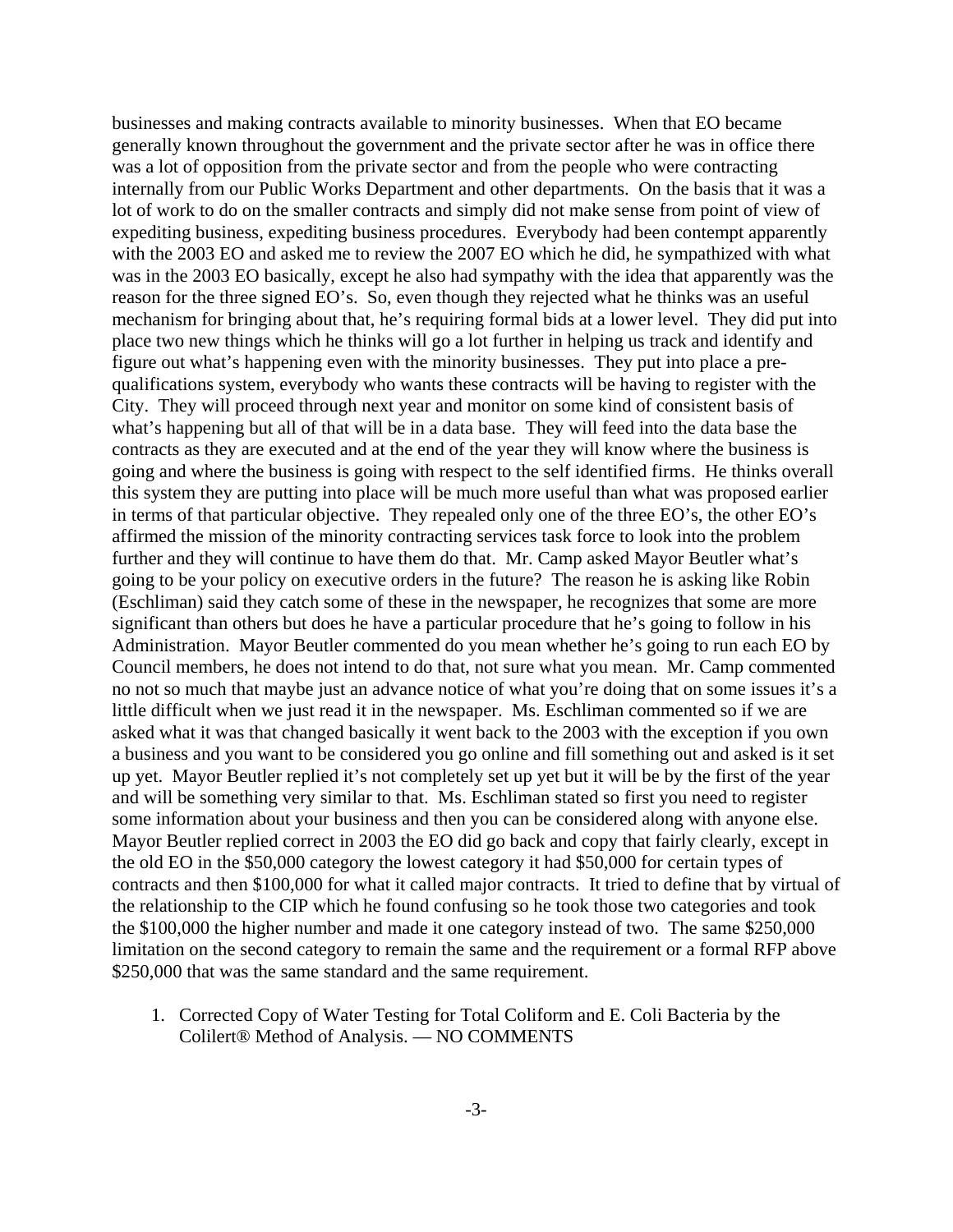businesses and making contracts available to minority businesses. When that EO became generally known throughout the government and the private sector after he was in office there was a lot of opposition from the private sector and from the people who were contracting internally from our Public Works Department and other departments. On the basis that it was a lot of work to do on the smaller contracts and simply did not make sense from point of view of expediting business, expediting business procedures. Everybody had been contempt apparently with the 2003 EO and asked me to review the 2007 EO which he did, he sympathized with what was in the 2003 EO basically, except he also had sympathy with the idea that apparently was the reason for the three signed EO's. So, even though they rejected what he thinks was an useful mechanism for bringing about that, he's requiring formal bids at a lower level. They did put into place two new things which he thinks will go a lot further in helping us track and identify and figure out what's happening even with the minority businesses. They put into place a pre-qualifications system, everybody who wants these contracts will be having to register with the City. They will proceed through next year and monitor on some kind of consistent basis of what's happening but all of that will be in a data base. They will feed into the data base the contracts as they are executed and at the end of the year they will know where the business is going and where the business is going with respect to the self identified firms. He thinks overall this system they are putting into place will be much more useful than what was proposed earlier in terms of that particular objective. They repealed only one of the three EO's, the other EO's affirmed the mission of the minority contracting services task force to look into the problem further and they will continue to have them do that. Mr. Camp asked Mayor Beutler what's going to be your policy on executive orders in the future? The reason he is asking like Robin (Eschliman) said they catch some of these in the newspaper, he recognizes that some are more significant than others but does he have a particular procedure that he's going to follow in his Administration. Mayor Beutler commented do you mean whether he's going to run each EO by Council members, he does not intend to do that, not sure what you mean. Mr. Camp commented no not so much that maybe just an advance notice of what you're doing that on some issues it's a little difficult when we just read it in the newspaper. Ms. Eschliman commented so if we are asked what it was that changed basically it went back to the 2003 with the exception if you own a business and you want to be considered you go online and fill something out and asked is it set up yet. Mayor Beutler replied it's not completely set up yet but it will be by the first of the year and will be something very similar to that. Ms. Eschliman stated so first you need to register some information about your business and then you can be considered along with anyone else. Mayor Beutler replied correct in 2003 the EO did go back and copy that fairly clearly, except in the old EO in the $50,000 category the lowest category it had $50,000 for certain types of contracts and then $100,000 for what it called major contracts. It tried to define that by virtual of the relationship to the CIP which he found confusing so he took those two categories and took the $100,000 the higher number and made it one category instead of two. The same $250,000 limitation on the second category to remain the same and the requirement or a formal RFP above $250,000 that was the same standard and the same requirement.

1. Corrected Copy of Water Testing for Total Coliform and E. Coli Bacteria by the Colilert® Method of Analysis. — NO COMMENTS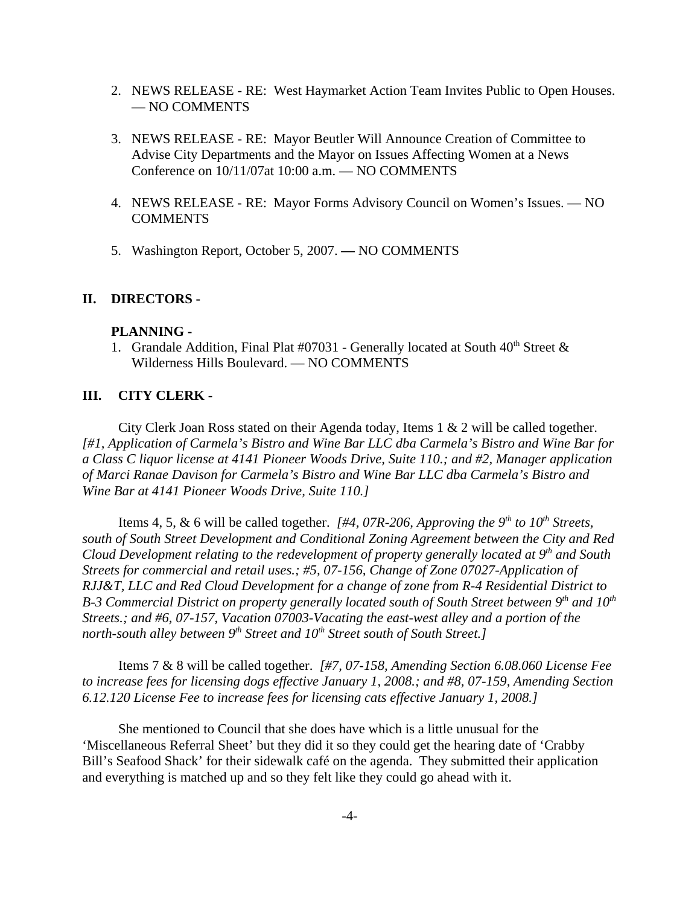2. NEWS RELEASE - RE: West Haymarket Action Team Invites Public to Open Houses. — NO COMMENTS

3. NEWS RELEASE - RE: Mayor Beutler Will Announce Creation of Committee to Advise City Departments and the Mayor on Issues Affecting Women at a News Conference on 10/11/07at 10:00 a.m. — NO COMMENTS

4. NEWS RELEASE - RE: Mayor Forms Advisory Council on Women's Issues. — NO COMMENTS

5. Washington Report, October 5, 2007. **—** NO COMMENTS

## II. DIRECTORS -

### PLANNING -

1. Grandale Addition, Final Plat #07031 - Generally located at South 40th Street & Wilderness Hills Boulevard. — NO COMMENTS

## III. CITY CLERK -

City Clerk Joan Ross stated on their Agenda today, Items 1 & 2 will be called together. *[#1, Application of Carmela's Bistro and Wine Bar LLC dba Carmela's Bistro and Wine Bar for a Class C liquor license at 4141 Pioneer Woods Drive, Suite 110.; and #2, Manager application of Marci Ranae Davison for Carmela's Bistro and Wine Bar LLC dba Carmela's Bistro and Wine Bar at 4141 Pioneer Woods Drive, Suite 110.]*

Items 4, 5, & 6 will be called together. *[#4, 07R-206, Approving the 9th to 10th Streets, south of South Street Development and Conditional Zoning Agreement between the City and Red Cloud Development relating to the redevelopment of property generally located at 9th and South Streets for commercial and retail uses.; #5, 07-156, Change of Zone 07027-Application of RJJ&T, LLC and Red Cloud Development for a change of zone from R-4 Residential District to B-3 Commercial District on property generally located south of South Street between 9th and 10th Streets.; and #6, 07-157, Vacation 07003-Vacating the east-west alley and a portion of the north-south alley between 9th Street and 10th Street south of South Street.]*

Items 7 & 8 will be called together. *[#7, 07-158, Amending Section 6.08.060 License Fee to increase fees for licensing dogs effective January 1, 2008.; and #8, 07-159, Amending Section 6.12.120 License Fee to increase fees for licensing cats effective January 1, 2008.]*

She mentioned to Council that she does have which is a little unusual for the 'Miscellaneous Referral Sheet' but they did it so they could get the hearing date of 'Crabby Bill's Seafood Shack' for their sidewalk café on the agenda. They submitted their application and everything is matched up and so they felt like they could go ahead with it.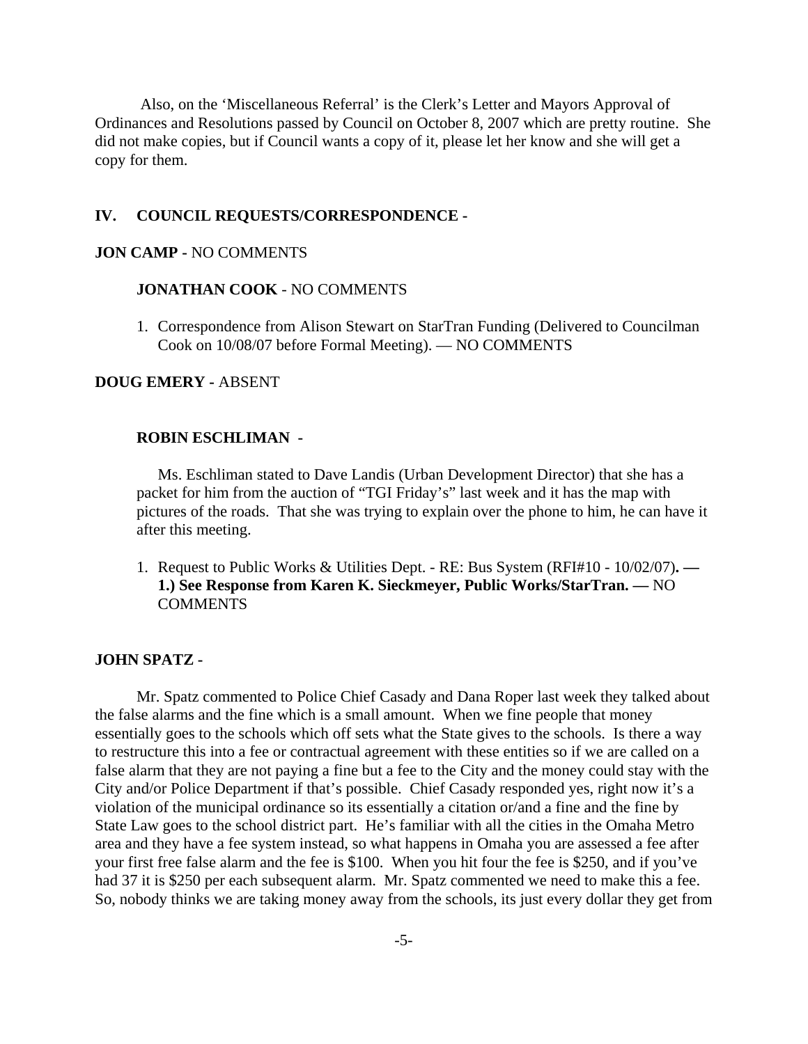Also, on the 'Miscellaneous Referral' is the Clerk's Letter and Mayors Approval of Ordinances and Resolutions passed by Council on October 8, 2007 which are pretty routine. She did not make copies, but if Council wants a copy of it, please let her know and she will get a copy for them.

## IV. COUNCIL REQUESTS/CORRESPONDENCE -

**JON CAMP -** NO COMMENTS

**JONATHAN COOK** - NO COMMENTS

1. Correspondence from Alison Stewart on StarTran Funding (Delivered to Councilman Cook on 10/08/07 before Formal Meeting). — NO COMMENTS

**DOUG EMERY -** ABSENT

**ROBIN ESCHLIMAN -**

Ms. Eschliman stated to Dave Landis (Urban Development Director) that she has a packet for him from the auction of "TGI Friday's" last week and it has the map with pictures of the roads. That she was trying to explain over the phone to him, he can have it after this meeting.

1. Request to Public Works & Utilities Dept. - RE: Bus System (RFI#10 - 10/02/07)**. — 1.) See Response from Karen K. Sieckmeyer, Public Works/StarTran. —** NO COMMENTS

**JOHN SPATZ -**

Mr. Spatz commented to Police Chief Casady and Dana Roper last week they talked about the false alarms and the fine which is a small amount. When we fine people that money essentially goes to the schools which off sets what the State gives to the schools. Is there a way to restructure this into a fee or contractual agreement with these entities so if we are called on a false alarm that they are not paying a fine but a fee to the City and the money could stay with the City and/or Police Department if that's possible. Chief Casady responded yes, right now it's a violation of the municipal ordinance so its essentially a citation or/and a fine and the fine by State Law goes to the school district part. He's familiar with all the cities in the Omaha Metro area and they have a fee system instead, so what happens in Omaha you are assessed a fee after your first free false alarm and the fee is $100. When you hit four the fee is $250, and if you've had 37 it is $250 per each subsequent alarm. Mr. Spatz commented we need to make this a fee. So, nobody thinks we are taking money away from the schools, its just every dollar they get from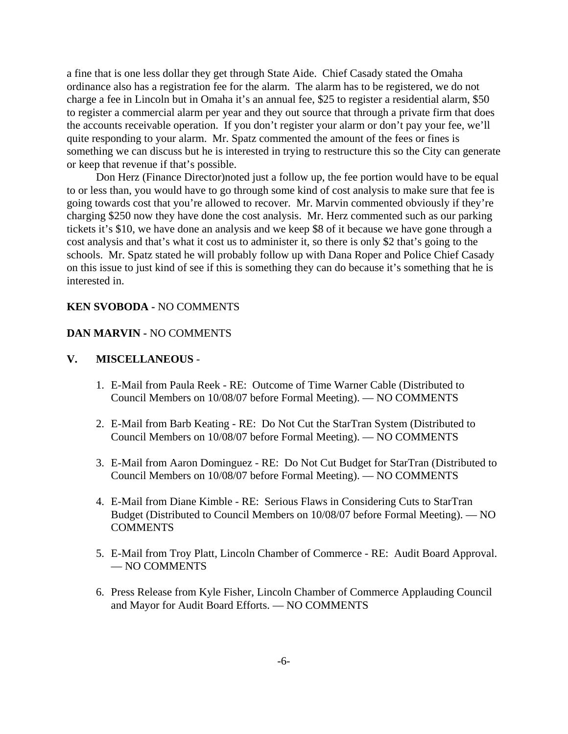a fine that is one less dollar they get through State Aide. Chief Casady stated the Omaha ordinance also has a registration fee for the alarm. The alarm has to be registered, we do not charge a fee in Lincoln but in Omaha it's an annual fee, $25 to register a residential alarm, $50 to register a commercial alarm per year and they out source that through a private firm that does the accounts receivable operation. If you don't register your alarm or don't pay your fee, we'll quite responding to your alarm. Mr. Spatz commented the amount of the fees or fines is something we can discuss but he is interested in trying to restructure this so the City can generate or keep that revenue if that's possible.

Don Herz (Finance Director)noted just a follow up, the fee portion would have to be equal to or less than, you would have to go through some kind of cost analysis to make sure that fee is going towards cost that you're allowed to recover. Mr. Marvin commented obviously if they're charging $250 now they have done the cost analysis. Mr. Herz commented such as our parking tickets it's $10, we have done an analysis and we keep $8 of it because we have gone through a cost analysis and that's what it cost us to administer it, so there is only $2 that's going to the schools. Mr. Spatz stated he will probably follow up with Dana Roper and Police Chief Casady on this issue to just kind of see if this is something they can do because it's something that he is interested in.

**KEN SVOBODA -** NO COMMENTS

**DAN MARVIN -** NO COMMENTS

**V. MISCELLANEOUS** -

1. E-Mail from Paula Reek - RE: Outcome of Time Warner Cable (Distributed to Council Members on 10/08/07 before Formal Meeting). — NO COMMENTS

2. E-Mail from Barb Keating - RE: Do Not Cut the StarTran System (Distributed to Council Members on 10/08/07 before Formal Meeting). — NO COMMENTS

3. E-Mail from Aaron Dominguez - RE: Do Not Cut Budget for StarTran (Distributed to Council Members on 10/08/07 before Formal Meeting). — NO COMMENTS

4. E-Mail from Diane Kimble - RE: Serious Flaws in Considering Cuts to StarTran Budget (Distributed to Council Members on 10/08/07 before Formal Meeting). — NO COMMENTS

5. E-Mail from Troy Platt, Lincoln Chamber of Commerce - RE: Audit Board Approval. — NO COMMENTS

6. Press Release from Kyle Fisher, Lincoln Chamber of Commerce Applauding Council and Mayor for Audit Board Efforts. — NO COMMENTS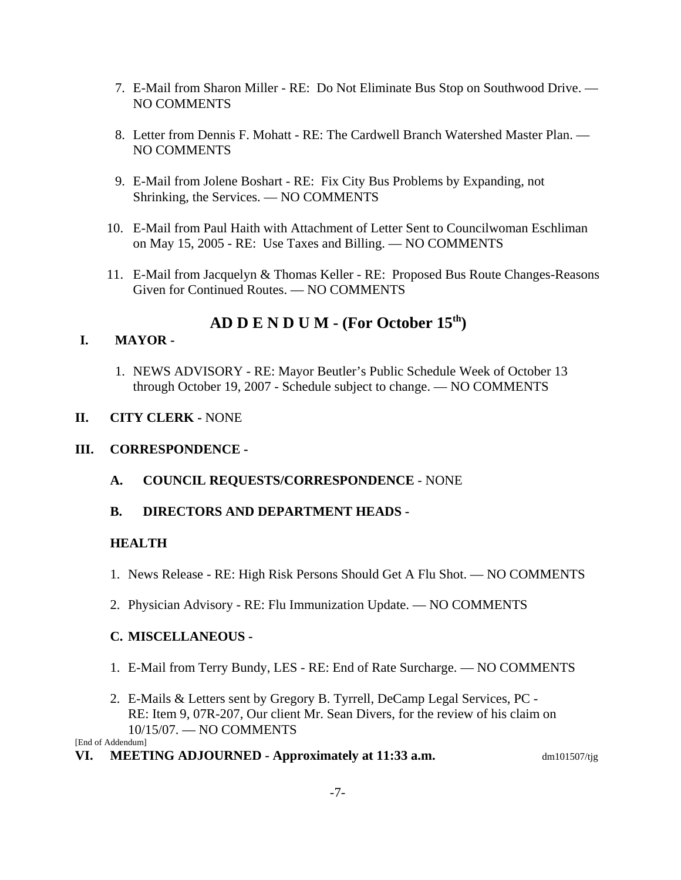7. E-Mail from Sharon Miller - RE: Do Not Eliminate Bus Stop on Southwood Drive. — NO COMMENTS

8. Letter from Dennis F. Mohatt - RE: The Cardwell Branch Watershed Master Plan. — NO COMMENTS

9. E-Mail from Jolene Boshart - RE: Fix City Bus Problems by Expanding, not Shrinking, the Services. — NO COMMENTS

10. E-Mail from Paul Haith with Attachment of Letter Sent to Councilwoman Eschliman on May 15, 2005 - RE: Use Taxes and Billing. — NO COMMENTS

11. E-Mail from Jacquelyn & Thomas Keller - RE: Proposed Bus Route Changes-Reasons Given for Continued Routes. — NO COMMENTS

## AD D E N D U M - (For October 15th)

**I. MAYOR -**

1. NEWS ADVISORY - RE: Mayor Beutler's Public Schedule Week of October 13 through October 19, 2007 - Schedule subject to change. — NO COMMENTS

**II. CITY CLERK -** NONE

**III. CORRESPONDENCE -**

**A. COUNCIL REQUESTS/CORRESPONDENCE** - NONE

**B. DIRECTORS AND DEPARTMENT HEADS -**

**HEALTH**

1. News Release - RE: High Risk Persons Should Get A Flu Shot. — NO COMMENTS

2. Physician Advisory - RE: Flu Immunization Update. — NO COMMENTS

**C. MISCELLANEOUS -**

1. E-Mail from Terry Bundy, LES - RE: End of Rate Surcharge. — NO COMMENTS

2. E-Mails & Letters sent by Gregory B. Tyrrell, DeCamp Legal Services, PC - RE: Item 9, 07R-207, Our client Mr. Sean Divers, for the review of his claim on 10/15/07. — NO COMMENTS

[End of Addendum]

**VI. MEETING ADJOURNED - Approximately at 11:33 a.m.** dm101507/tjg